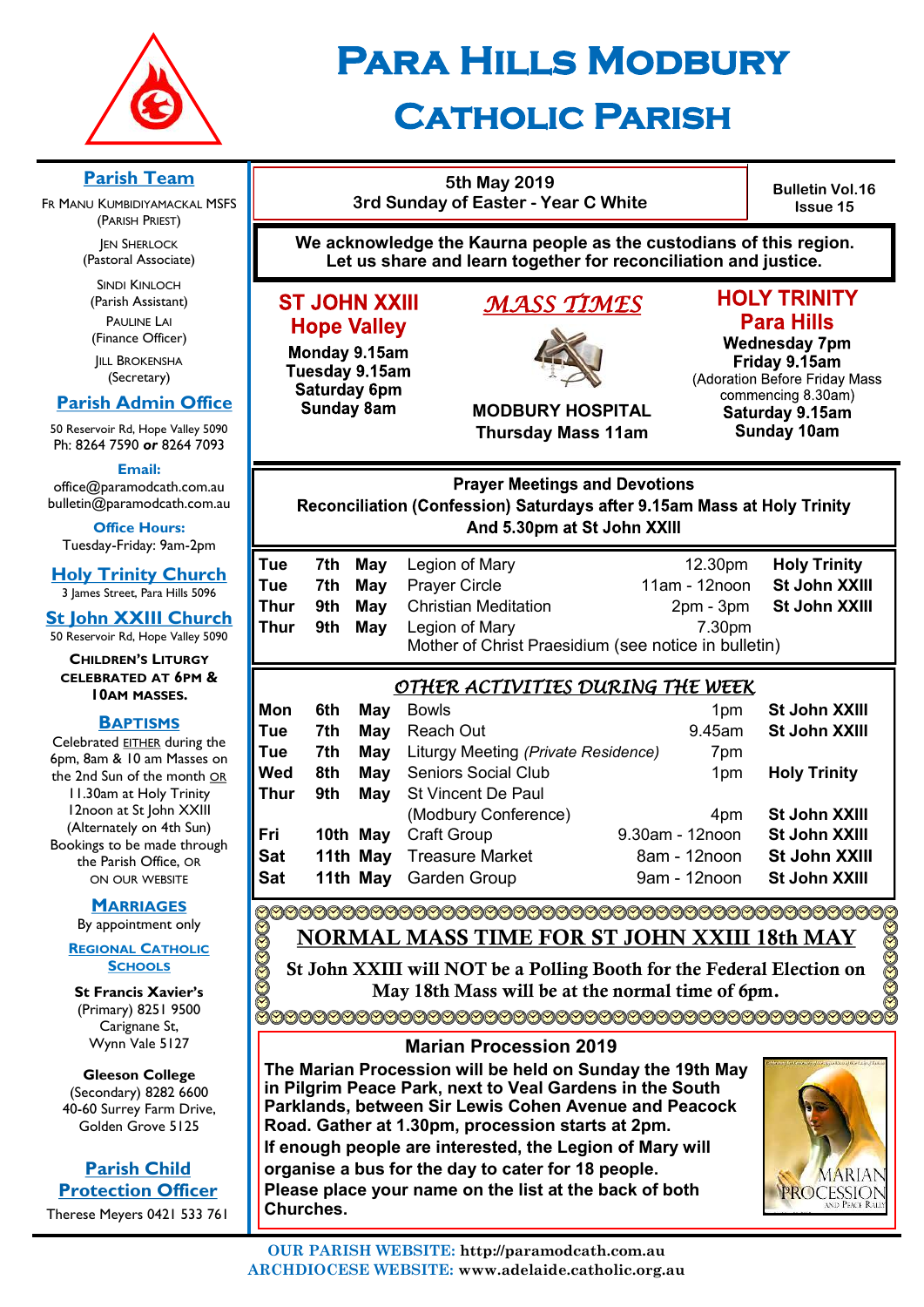# Para Hills Modbury Catholic Parish

## Parish Team

FR MANU KUMBIDIYAMACKAL MSFS
(PARISH PRIEST)

JEN SHERLOCK
(Pastoral Associate)

SINDI KINLOCH
(Parish Assistant)

PAULINE LAI
(Finance Officer)

JILL BROKENSHA
(Secretary)

## Parish Admin Office

50 Reservoir Rd, Hope Valley 5090
Ph: 8264 7590 *or* 8264 7093

**Email:**
office@paramodcath.com.au
bulletin@paramodcath.com.au

**Office Hours:**
Tuesday-Friday: 9am-2pm

## Holy Trinity Church

3 James Street, Para Hills 5096

## St John XXIII Church

50 Reservoir Rd, Hope Valley 5090

**CHILDREN'S LITURGY CELEBRATED AT 6PM & 10AM MASSES.**

## BAPTISMS

Celebrated EITHER during the 6pm, 8am & 10 am Masses on the 2nd Sun of the month OR 11.30am at Holy Trinity 12noon at St John XXIII (Alternately on 4th Sun) Bookings to be made through the Parish Office, OR ON OUR WEBSITE

## MARRIAGES

By appointment only

## REGIONAL CATHOLIC SCHOOLS

**St Francis Xavier's**
(Primary) 8251 9500
Carignane St,
Wynn Vale 5127

**Gleeson College**
(Secondary) 8282 6600
40-60 Surrey Farm Drive,
Golden Grove 5125

## Parish Child Protection Officer

Therese Meyers 0421 533 761

---

**5th May 2019**
**3rd Sunday of Easter - Year C White**

**Bulletin Vol.16 Issue 15**

**We acknowledge the Kaurna people as the custodians of this region. Let us share and learn together for reconciliation and justice.**

## *MASS TIMES*

### ST JOHN XXIII Hope Valley

**Monday 9.15am**
**Tuesday 9.15am**
**Saturday 6pm**
**Sunday 8am**

### MODBURY HOSPITAL

**Thursday Mass 11am**

### HOLY TRINITY Para Hills

**Wednesday 7pm**
**Friday 9.15am**
(Adoration Before Friday Mass commencing 8.30am)
**Saturday 9.15am**
**Sunday 10am**

## Prayer Meetings and Devotions

**Reconciliation (Confession) Saturdays after 9.15am Mass at Holy Trinity And 5.30pm at St John XXIII**

| | | | | | |
|---|---|---|---|---|---|
| Tue | 7th | May | Legion of Mary | 12.30pm | Holy Trinity |
| Tue | 7th | May | Prayer Circle | 11am - 12noon | St John XXIII |
| Thur | 9th | May | Christian Meditation | 2pm - 3pm | St John XXIII |
| Thur | 9th | May | Legion of Mary Mother of Christ Praesidium (see notice in bulletin) | 7.30pm | |

## *OTHER ACTIVITIES DURING THE WEEK*

| | | | | | |
|---|---|---|---|---|---|
| Mon | 6th | May | Bowls | 1pm | St John XXIII |
| Tue | 7th | May | Reach Out | 9.45am | St John XXIII |
| Tue | 7th | May | Liturgy Meeting *(Private Residence)* | 7pm | |
| Wed | 8th | May | Seniors Social Club | 1pm | Holy Trinity |
| Thur | 9th | May | St Vincent De Paul (Modbury Conference) | 4pm | St John XXIII |
| Fri | 10th | May | Craft Group | 9.30am - 12noon | St John XXIII |
| Sat | 11th | May | Treasure Market | 8am - 12noon | St John XXIII |
| Sat | 11th | May | Garden Group | 9am - 12noon | St John XXIII |

## NORMAL MASS TIME FOR ST JOHN XXIII 18th MAY

**St John XXIII will NOT be a Polling Booth for the Federal Election on May 18th Mass will be at the normal time of 6pm.**

## Marian Procession 2019

**The Marian Procession will be held on Sunday the 19th May in Pilgrim Peace Park, next to Veal Gardens in the South Parklands, between Sir Lewis Cohen Avenue and Peacock Road. Gather at 1.30pm, procession starts at 2pm.**
**If enough people are interested, the Legion of Mary will organise a bus for the day to cater for 18 people.**
**Please place your name on the list at the back of both Churches.**

**OUR PARISH WEBSITE: http://paramodcath.com.au**
**ARCHDIOCESE WEBSITE: www.adelaide.catholic.org.au**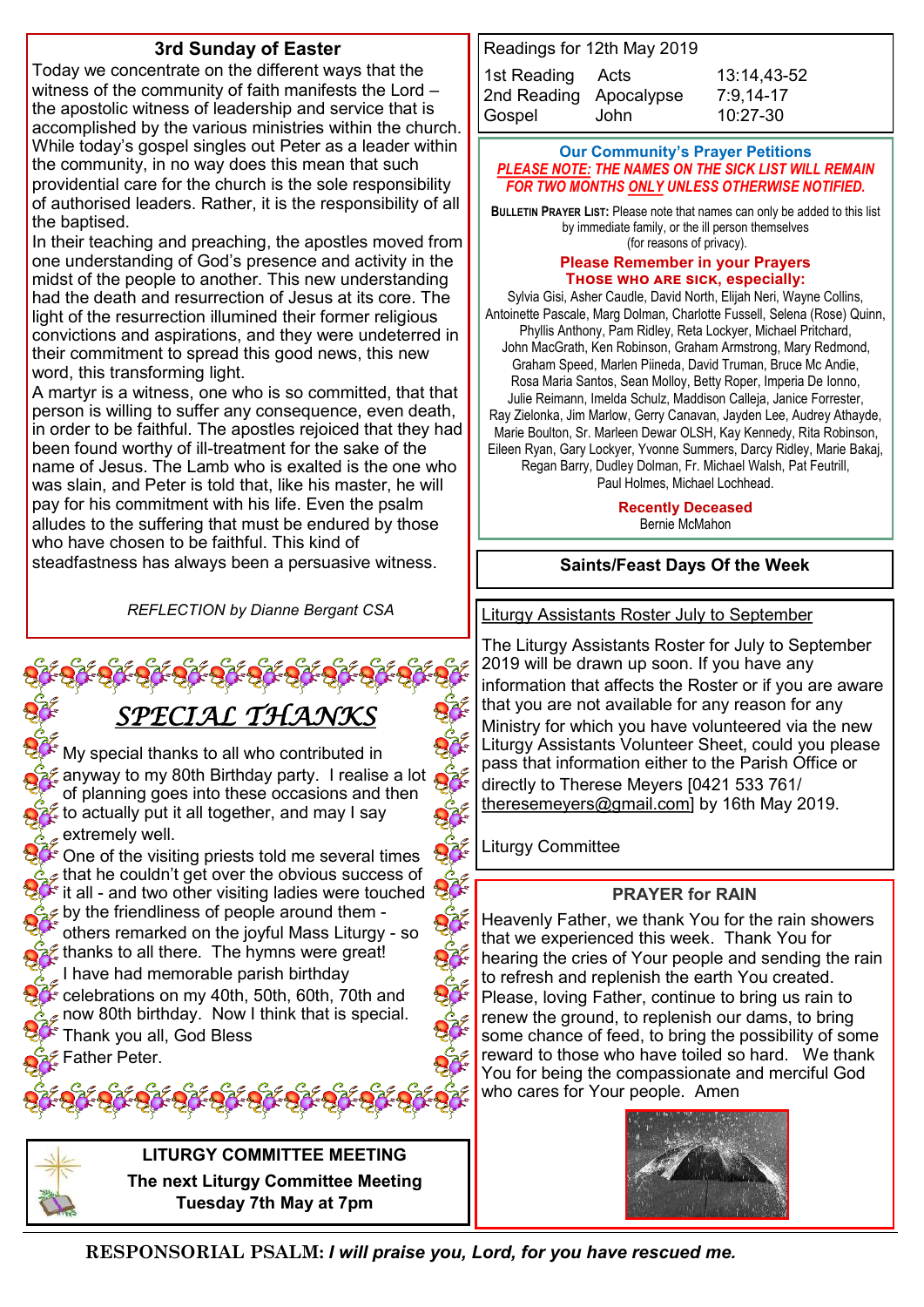## 3rd Sunday of Easter

Today we concentrate on the different ways that the witness of the community of faith manifests the Lord – the apostolic witness of leadership and service that is accomplished by the various ministries within the church. While today's gospel singles out Peter as a leader within the community, in no way does this mean that such providential care for the church is the sole responsibility of authorised leaders. Rather, it is the responsibility of all the baptised.

In their teaching and preaching, the apostles moved from one understanding of God's presence and activity in the midst of the people to another. This new understanding had the death and resurrection of Jesus at its core. The light of the resurrection illumined their former religious convictions and aspirations, and they were undeterred in their commitment to spread this good news, this new word, this transforming light.

A martyr is a witness, one who is so committed, that that person is willing to suffer any consequence, even death, in order to be faithful. The apostles rejoiced that they had been found worthy of ill-treatment for the sake of the name of Jesus. The Lamb who is exalted is the one who was slain, and Peter is told that, like his master, he will pay for his commitment with his life. Even the psalm alludes to the suffering that must be endured by those who have chosen to be faithful. This kind of steadfastness has always been a persuasive witness.

*REFLECTION by Dianne Bergant CSA*

## *SPECIAL THANKS*

My special thanks to all who contributed in anyway to my 80th Birthday party. I realise a lot of planning goes into these occasions and then to actually put it all together, and may I say extremely well.

One of the visiting priests told me several times that he couldn't get over the obvious success of it all - and two other visiting ladies were touched by the friendliness of people around them - others remarked on the joyful Mass Liturgy - so thanks to all there. The hymns were great!

I have had memorable parish birthday celebrations on my 40th, 50th, 60th, 70th and now 80th birthday. Now I think that is special.

Thank you all, God Bless

Father Peter.

**LITURGY COMMITTEE MEETING**

**The next Liturgy Committee Meeting**
**Tuesday 7th May at 7pm**

Readings for 12th May 2019

| | | |
|---|---|---|
| 1st Reading | Acts | 13:14,43-52 |
| 2nd Reading | Apocalypse | 7:9,14-17 |
| Gospel | John | 10:27-30 |

**Our Community's Prayer Petitions**

***PLEASE NOTE: THE NAMES ON THE SICK LIST WILL REMAIN FOR TWO MONTHS ONLY UNLESS OTHERWISE NOTIFIED.***

**BULLETIN PRAYER LIST:** Please note that names can only be added to this list by immediate family, or the ill person themselves (for reasons of privacy).

**Please Remember in your Prayers**
**THOSE WHO ARE SICK, especially:**

Sylvia Gisi, Asher Caudle, David North, Elijah Neri, Wayne Collins, Antoinette Pascale, Marg Dolman, Charlotte Fussell, Selena (Rose) Quinn, Phyllis Anthony, Pam Ridley, Reta Lockyer, Michael Pritchard, John MacGrath, Ken Robinson, Graham Armstrong, Mary Redmond, Graham Speed, Marlen Piineda, David Truman, Bruce Mc Andie, Rosa Maria Santos, Sean Molloy, Betty Roper, Imperia De Ionno, Julie Reimann, Imelda Schulz, Maddison Calleja, Janice Forrester, Ray Zielonka, Jim Marlow, Gerry Canavan, Jayden Lee, Audrey Athayde, Marie Boulton, Sr. Marleen Dewar OLSH, Kay Kennedy, Rita Robinson, Eileen Ryan, Gary Lockyer, Yvonne Summers, Darcy Ridley, Marie Bakaj, Regan Barry, Dudley Dolman, Fr. Michael Walsh, Pat Feutrill, Paul Holmes, Michael Lochhead.

**Recently Deceased**
Bernie McMahon

**Saints/Feast Days Of the Week**

Liturgy Assistants Roster July to September

The Liturgy Assistants Roster for July to September 2019 will be drawn up soon. If you have any information that affects the Roster or if you are aware that you are not available for any reason for any Ministry for which you have volunteered via the new Liturgy Assistants Volunteer Sheet, could you please pass that information either to the Parish Office or directly to Therese Meyers [0421 533 761/ theresemeyers@gmail.com] by 16th May 2019.

Liturgy Committee

**PRAYER for RAIN**

Heavenly Father, we thank You for the rain showers that we experienced this week. Thank You for hearing the cries of Your people and sending the rain to refresh and replenish the earth You created. Please, loving Father, continue to bring us rain to renew the ground, to replenish our dams, to bring some chance of feed, to bring the possibility of some reward to those who have toiled so hard. We thank You for being the compassionate and merciful God who cares for Your people. Amen

**RESPONSORIAL PSALM:** ***I will praise you, Lord, for you have rescued me.***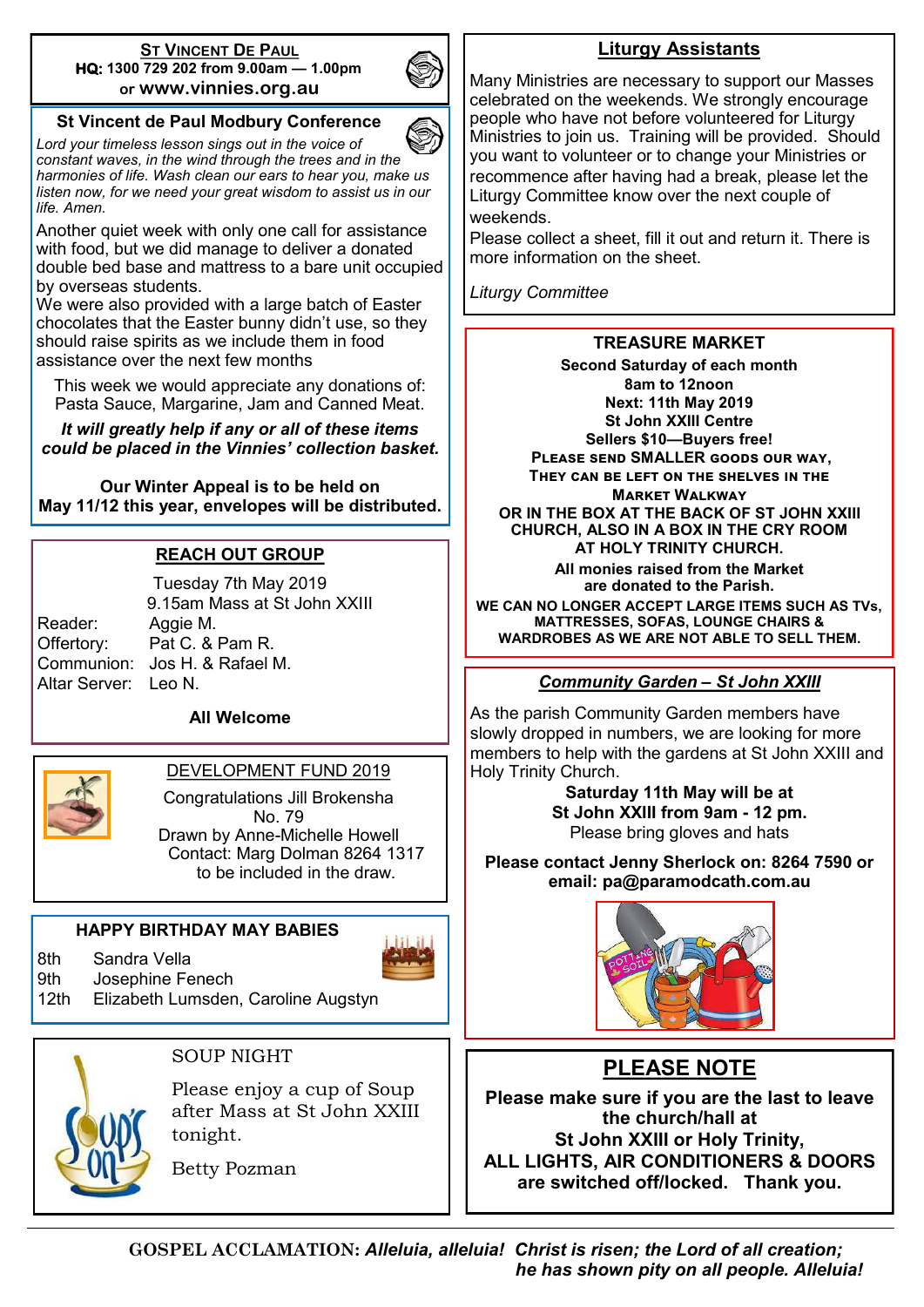## St Vincent De Paul

**HQ: 1300 729 202 from 9.00am — 1.00pm**
**or www.vinnies.org.au**

## St Vincent de Paul Modbury Conference

*Lord your timeless lesson sings out in the voice of constant waves, in the wind through the trees and in the harmonies of life. Wash clean our ears to hear you, make us listen now, for we need your great wisdom to assist us in our life. Amen.*

Another quiet week with only one call for assistance with food, but we did manage to deliver a donated double bed base and mattress to a bare unit occupied by overseas students.

We were also provided with a large batch of Easter chocolates that the Easter bunny didn't use, so they should raise spirits as we include them in food assistance over the next few months

This week we would appreciate any donations of: Pasta Sauce, Margarine, Jam and Canned Meat.

***It will greatly help if any or all of these items could be placed in the Vinnies' collection basket.***

**Our Winter Appeal is to be held on May 11/12 this year, envelopes will be distributed.**

## REACH OUT GROUP

Tuesday 7th May 2019
9.15am Mass at St John XXIII

| | |
|---|---|
| Reader: | Aggie M. |
| Offertory: | Pat C. & Pam R. |
| Communion: | Jos H. & Rafael M. |
| Altar Server: | Leo N. |

**All Welcome**

## DEVELOPMENT FUND 2019

Congratulations Jill Brokensha
No. 79
Drawn by Anne-Michelle Howell
Contact: Marg Dolman 8264 1317
to be included in the draw.

## HAPPY BIRTHDAY MAY BABIES

| | |
|---|---|
| 8th | Sandra Vella |
| 9th | Josephine Fenech |
| 12th | Elizabeth Lumsden, Caroline Augstyn |

## SOUP NIGHT

Please enjoy a cup of Soup after Mass at St John XXIII tonight.

Betty Pozman

## Liturgy Assistants

Many Ministries are necessary to support our Masses celebrated on the weekends. We strongly encourage people who have not before volunteered for Liturgy Ministries to join us. Training will be provided. Should you want to volunteer or to change your Ministries or recommence after having had a break, please let the Liturgy Committee know over the next couple of weekends.

Please collect a sheet, fill it out and return it. There is more information on the sheet.

*Liturgy Committee*

## TREASURE MARKET

**Second Saturday of each month**
**8am to 12noon**
**Next: 11th May 2019**
**St John XXIII Centre**
**Sellers $10—Buyers free!**

**PLEASE SEND SMALLER GOODS OUR WAY, THEY CAN BE LEFT ON THE SHELVES IN THE MARKET WALKWAY OR IN THE BOX AT THE BACK OF ST JOHN XXIII CHURCH, ALSO IN A BOX IN THE CRY ROOM AT HOLY TRINITY CHURCH.**

**All monies raised from the Market are donated to the Parish.**

**WE CAN NO LONGER ACCEPT LARGE ITEMS SUCH AS TVs, MATTRESSES, SOFAS, LOUNGE CHAIRS & WARDROBES AS WE ARE NOT ABLE TO SELL THEM.**

## *Community Garden – St John XXIII*

As the parish Community Garden members have slowly dropped in numbers, we are looking for more members to help with the gardens at St John XXIII and Holy Trinity Church.

**Saturday 11th May will be at St John XXIII from 9am - 12 pm.**
Please bring gloves and hats

**Please contact Jenny Sherlock on: 8264 7590 or email: pa@paramodcath.com.au**

## PLEASE NOTE

**Please make sure if you are the last to leave the church/hall at St John XXIII or Holy Trinity, ALL LIGHTS, AIR CONDITIONERS & DOORS are switched off/locked. Thank you.**

---

**GOSPEL ACCLAMATION:** ***Alleluia, alleluia! Christ is risen; the Lord of all creation; he has shown pity on all people. Alleluia!***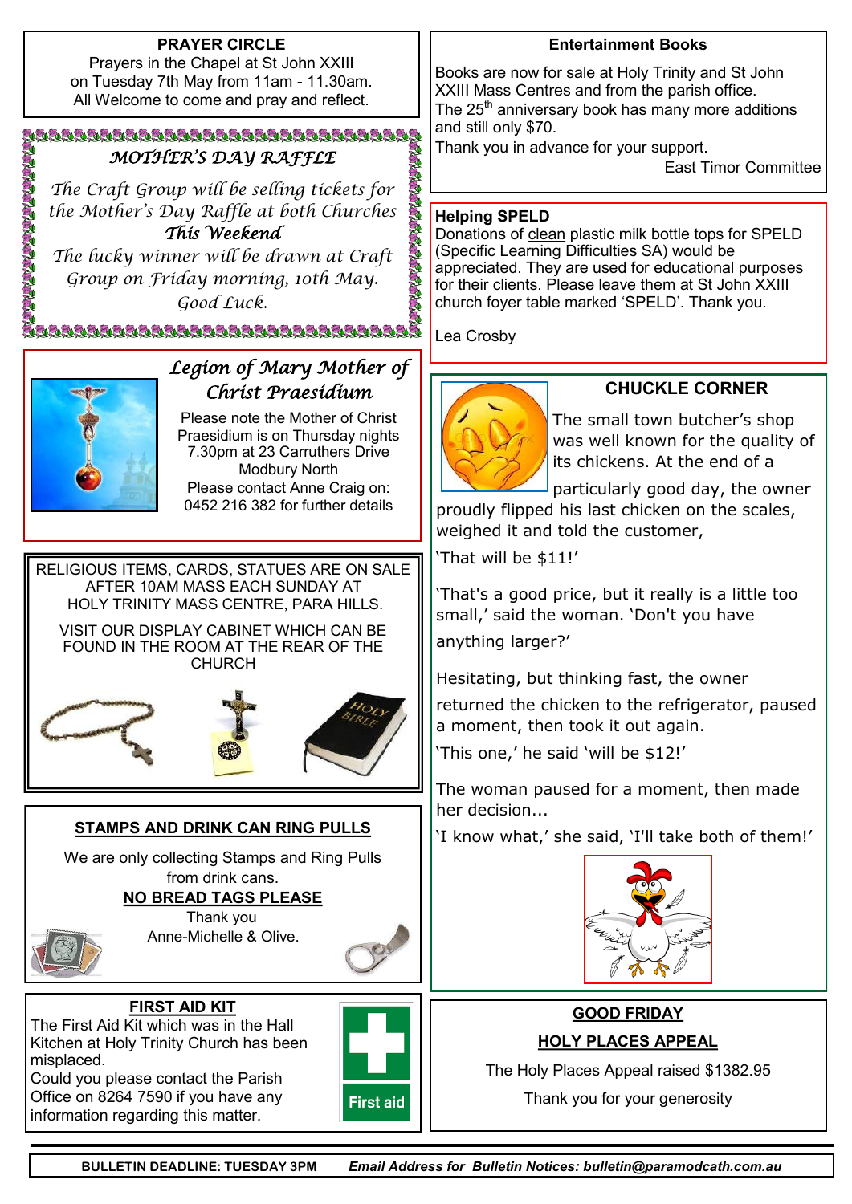## PRAYER CIRCLE

Prayers in the Chapel at St John XXIII on Tuesday 7th May from 11am - 11.30am. All Welcome to come and pray and reflect.

## *MOTHER'S DAY RAFFLE*

*The Craft Group will be selling tickets for the Mother's Day Raffle at both Churches*
***This Weekend***
*The lucky winner will be drawn at Craft Group on Friday morning, 10th May.*
*Good Luck.*

## *Legion of Mary Mother of Christ Praesidium*

Please note the Mother of Christ Praesidium is on Thursday nights 7.30pm at 23 Carruthers Drive Modbury North
Please contact Anne Craig on: 0452 216 382 for further details

RELIGIOUS ITEMS, CARDS, STATUES ARE ON SALE AFTER 10AM MASS EACH SUNDAY AT HOLY TRINITY MASS CENTRE, PARA HILLS.

VISIT OUR DISPLAY CABINET WHICH CAN BE FOUND IN THE ROOM AT THE REAR OF THE CHURCH

## STAMPS AND DRINK CAN RING PULLS

We are only collecting Stamps and Ring Pulls from drink cans.

**NO BREAD TAGS PLEASE**

Thank you
Anne-Michelle & Olive.

## FIRST AID KIT

The First Aid Kit which was in the Hall Kitchen at Holy Trinity Church has been misplaced.
Could you please contact the Parish Office on 8264 7590 if you have any information regarding this matter.

## Entertainment Books

Books are now for sale at Holy Trinity and St John XXIII Mass Centres and from the parish office.
The 25th anniversary book has many more additions and still only $70.
Thank you in advance for your support.

East Timor Committee

## Helping SPELD

Donations of clean plastic milk bottle tops for SPELD (Specific Learning Difficulties SA) would be appreciated. They are used for educational purposes for their clients. Please leave them at St John XXIII church foyer table marked 'SPELD'. Thank you.

Lea Crosby

## CHUCKLE CORNER

The small town butcher's shop was well known for the quality of its chickens. At the end of a particularly good day, the owner proudly flipped his last chicken on the scales, weighed it and told the customer,

'That will be $11!'

'That's a good price, but it really is a little too small,' said the woman. 'Don't you have anything larger?'

Hesitating, but thinking fast, the owner returned the chicken to the refrigerator, paused a moment, then took it out again.

'This one,' he said 'will be $12!'

The woman paused for a moment, then made her decision...

'I know what,' she said, 'I'll take both of them!'

## GOOD FRIDAY

## HOLY PLACES APPEAL

The Holy Places Appeal raised $1382.95

Thank you for your generosity

**BULLETIN DEADLINE: TUESDAY 3PM** ***Email Address for Bulletin Notices: bulletin@paramodcath.com.au***